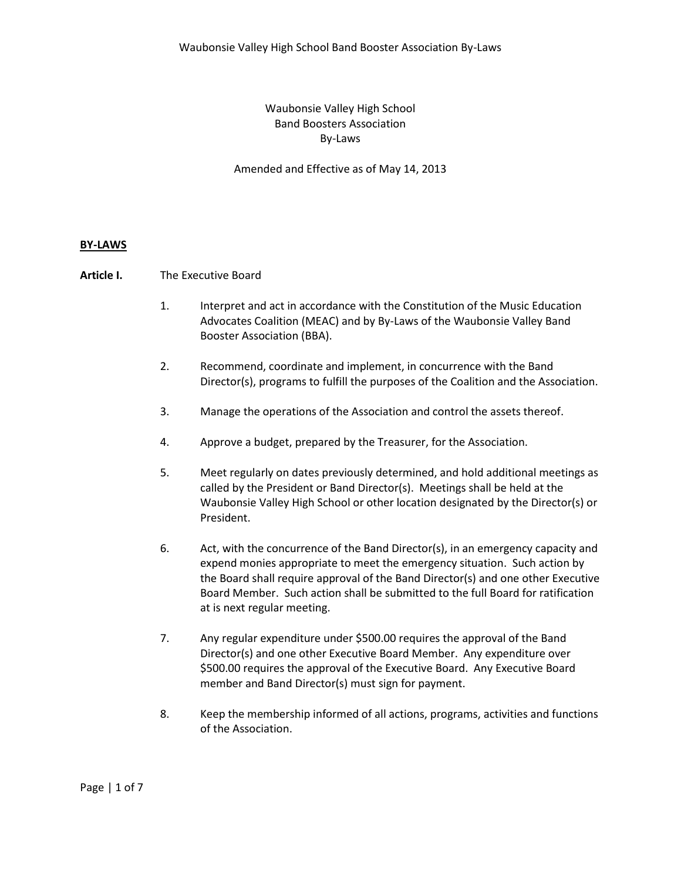# Waubonsie Valley High School Band Boosters Association By-Laws

Amended and Effective as of May 14, 2013

## BY-LAWS

**Article I.** The Executive Board

1. Interpret and act in accordance with the Constitution of the Music Education Advocates Coalition (MEAC) and by By-Laws of the Waubonsie Valley Band Booster Association (BBA).

2. Recommend, coordinate and implement, in concurrence with the Band Director(s), programs to fulfill the purposes of the Coalition and the Association.

3. Manage the operations of the Association and control the assets thereof.

4. Approve a budget, prepared by the Treasurer, for the Association.

5. Meet regularly on dates previously determined, and hold additional meetings as called by the President or Band Director(s). Meetings shall be held at the Waubonsie Valley High School or other location designated by the Director(s) or President.

6. Act, with the concurrence of the Band Director(s), in an emergency capacity and expend monies appropriate to meet the emergency situation. Such action by the Board shall require approval of the Band Director(s) and one other Executive Board Member. Such action shall be submitted to the full Board for ratification at is next regular meeting.

7. Any regular expenditure under $500.00 requires the approval of the Band Director(s) and one other Executive Board Member. Any expenditure over $500.00 requires the approval of the Executive Board. Any Executive Board member and Band Director(s) must sign for payment.

8. Keep the membership informed of all actions, programs, activities and functions of the Association.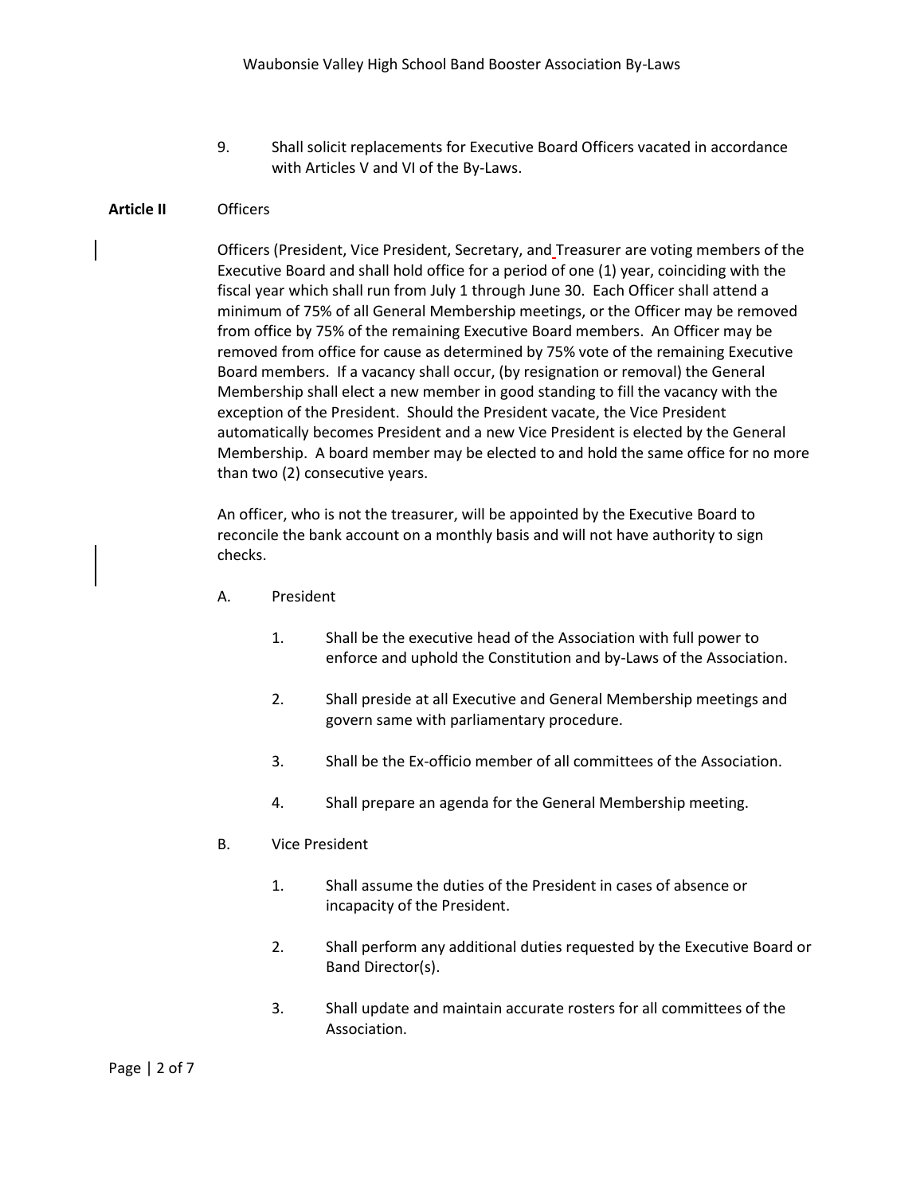9. Shall solicit replacements for Executive Board Officers vacated in accordance with Articles V and VI of the By-Laws.

**Article II** Officers

Officers (President, Vice President, Secretary, and Treasurer are voting members of the Executive Board and shall hold office for a period of one (1) year, coinciding with the fiscal year which shall run from July 1 through June 30. Each Officer shall attend a minimum of 75% of all General Membership meetings, or the Officer may be removed from office by 75% of the remaining Executive Board members. An Officer may be removed from office for cause as determined by 75% vote of the remaining Executive Board members. If a vacancy shall occur, (by resignation or removal) the General Membership shall elect a new member in good standing to fill the vacancy with the exception of the President. Should the President vacate, the Vice President automatically becomes President and a new Vice President is elected by the General Membership. A board member may be elected to and hold the same office for no more than two (2) consecutive years.

An officer, who is not the treasurer, will be appointed by the Executive Board to reconcile the bank account on a monthly basis and will not have authority to sign checks.

A. President

1. Shall be the executive head of the Association with full power to enforce and uphold the Constitution and by-Laws of the Association.

2. Shall preside at all Executive and General Membership meetings and govern same with parliamentary procedure.

3. Shall be the Ex-officio member of all committees of the Association.

4. Shall prepare an agenda for the General Membership meeting.

B. Vice President

1. Shall assume the duties of the President in cases of absence or incapacity of the President.

2. Shall perform any additional duties requested by the Executive Board or Band Director(s).

3. Shall update and maintain accurate rosters for all committees of the Association.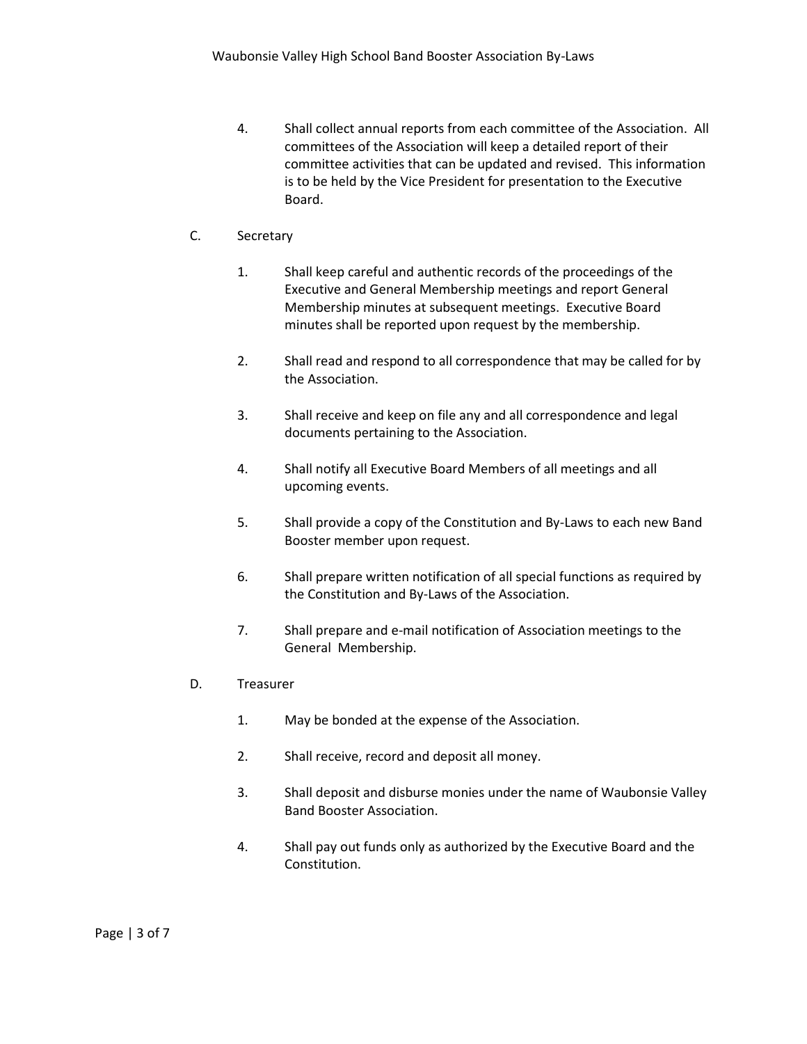4. Shall collect annual reports from each committee of the Association. All committees of the Association will keep a detailed report of their committee activities that can be updated and revised. This information is to be held by the Vice President for presentation to the Executive Board.

C. Secretary

1. Shall keep careful and authentic records of the proceedings of the Executive and General Membership meetings and report General Membership minutes at subsequent meetings. Executive Board minutes shall be reported upon request by the membership.

2. Shall read and respond to all correspondence that may be called for by the Association.

3. Shall receive and keep on file any and all correspondence and legal documents pertaining to the Association.

4. Shall notify all Executive Board Members of all meetings and all upcoming events.

5. Shall provide a copy of the Constitution and By-Laws to each new Band Booster member upon request.

6. Shall prepare written notification of all special functions as required by the Constitution and By-Laws of the Association.

7. Shall prepare and e-mail notification of Association meetings to the General Membership.

D. Treasurer

1. May be bonded at the expense of the Association.

2. Shall receive, record and deposit all money.

3. Shall deposit and disburse monies under the name of Waubonsie Valley Band Booster Association.

4. Shall pay out funds only as authorized by the Executive Board and the Constitution.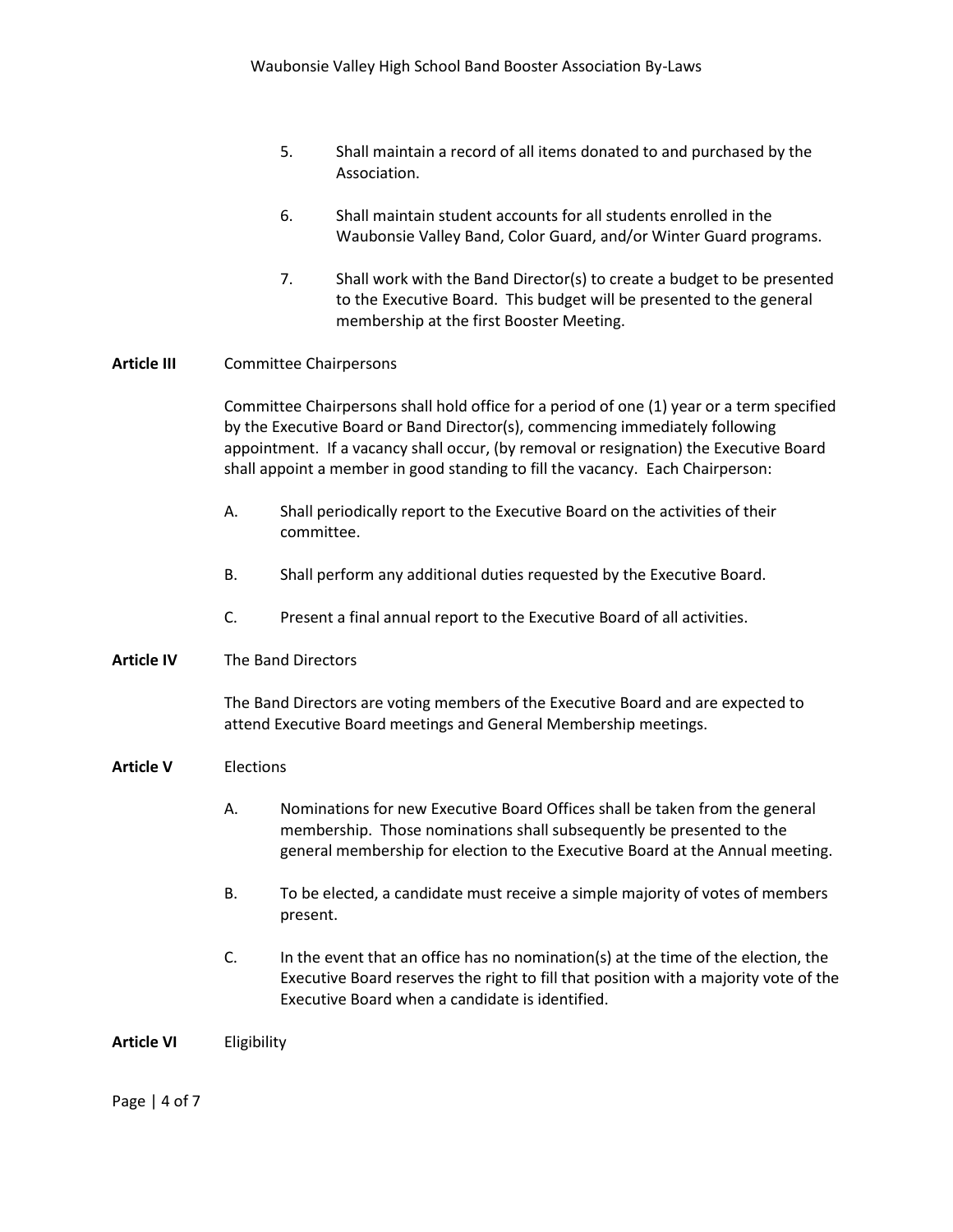5. Shall maintain a record of all items donated to and purchased by the Association.

6. Shall maintain student accounts for all students enrolled in the Waubonsie Valley Band, Color Guard, and/or Winter Guard programs.

7. Shall work with the Band Director(s) to create a budget to be presented to the Executive Board. This budget will be presented to the general membership at the first Booster Meeting.

## Article III Committee Chairpersons

Committee Chairpersons shall hold office for a period of one (1) year or a term specified by the Executive Board or Band Director(s), commencing immediately following appointment. If a vacancy shall occur, (by removal or resignation) the Executive Board shall appoint a member in good standing to fill the vacancy. Each Chairperson:

A. Shall periodically report to the Executive Board on the activities of their committee.

B. Shall perform any additional duties requested by the Executive Board.

C. Present a final annual report to the Executive Board of all activities.

## Article IV The Band Directors

The Band Directors are voting members of the Executive Board and are expected to attend Executive Board meetings and General Membership meetings.

## Article V Elections

A. Nominations for new Executive Board Offices shall be taken from the general membership. Those nominations shall subsequently be presented to the general membership for election to the Executive Board at the Annual meeting.

B. To be elected, a candidate must receive a simple majority of votes of members present.

C. In the event that an office has no nomination(s) at the time of the election, the Executive Board reserves the right to fill that position with a majority vote of the Executive Board when a candidate is identified.

## Article VI Eligibility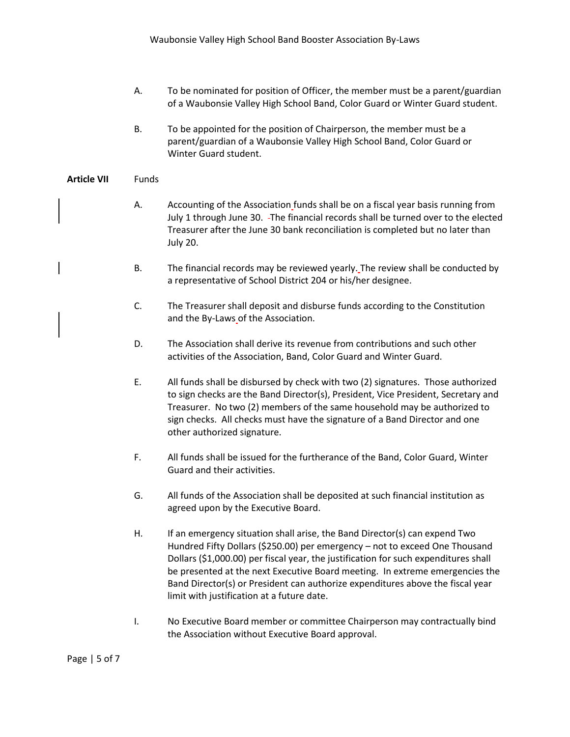A. To be nominated for position of Officer, the member must be a parent/guardian of a Waubonsie Valley High School Band, Color Guard or Winter Guard student.

B. To be appointed for the position of Chairperson, the member must be a parent/guardian of a Waubonsie Valley High School Band, Color Guard or Winter Guard student.

**Article VII** Funds

A. Accounting of the Association funds shall be on a fiscal year basis running from July 1 through June 30. The financial records shall be turned over to the elected Treasurer after the June 30 bank reconciliation is completed but no later than July 20.

B. The financial records may be reviewed yearly. The review shall be conducted by a representative of School District 204 or his/her designee.

C. The Treasurer shall deposit and disburse funds according to the Constitution and the By-Laws of the Association.

D. The Association shall derive its revenue from contributions and such other activities of the Association, Band, Color Guard and Winter Guard.

E. All funds shall be disbursed by check with two (2) signatures. Those authorized to sign checks are the Band Director(s), President, Vice President, Secretary and Treasurer. No two (2) members of the same household may be authorized to sign checks. All checks must have the signature of a Band Director and one other authorized signature.

F. All funds shall be issued for the furtherance of the Band, Color Guard, Winter Guard and their activities.

G. All funds of the Association shall be deposited at such financial institution as agreed upon by the Executive Board.

H. If an emergency situation shall arise, the Band Director(s) can expend Two Hundred Fifty Dollars ($250.00) per emergency – not to exceed One Thousand Dollars ($1,000.00) per fiscal year, the justification for such expenditures shall be presented at the next Executive Board meeting. In extreme emergencies the Band Director(s) or President can authorize expenditures above the fiscal year limit with justification at a future date.

I. No Executive Board member or committee Chairperson may contractually bind the Association without Executive Board approval.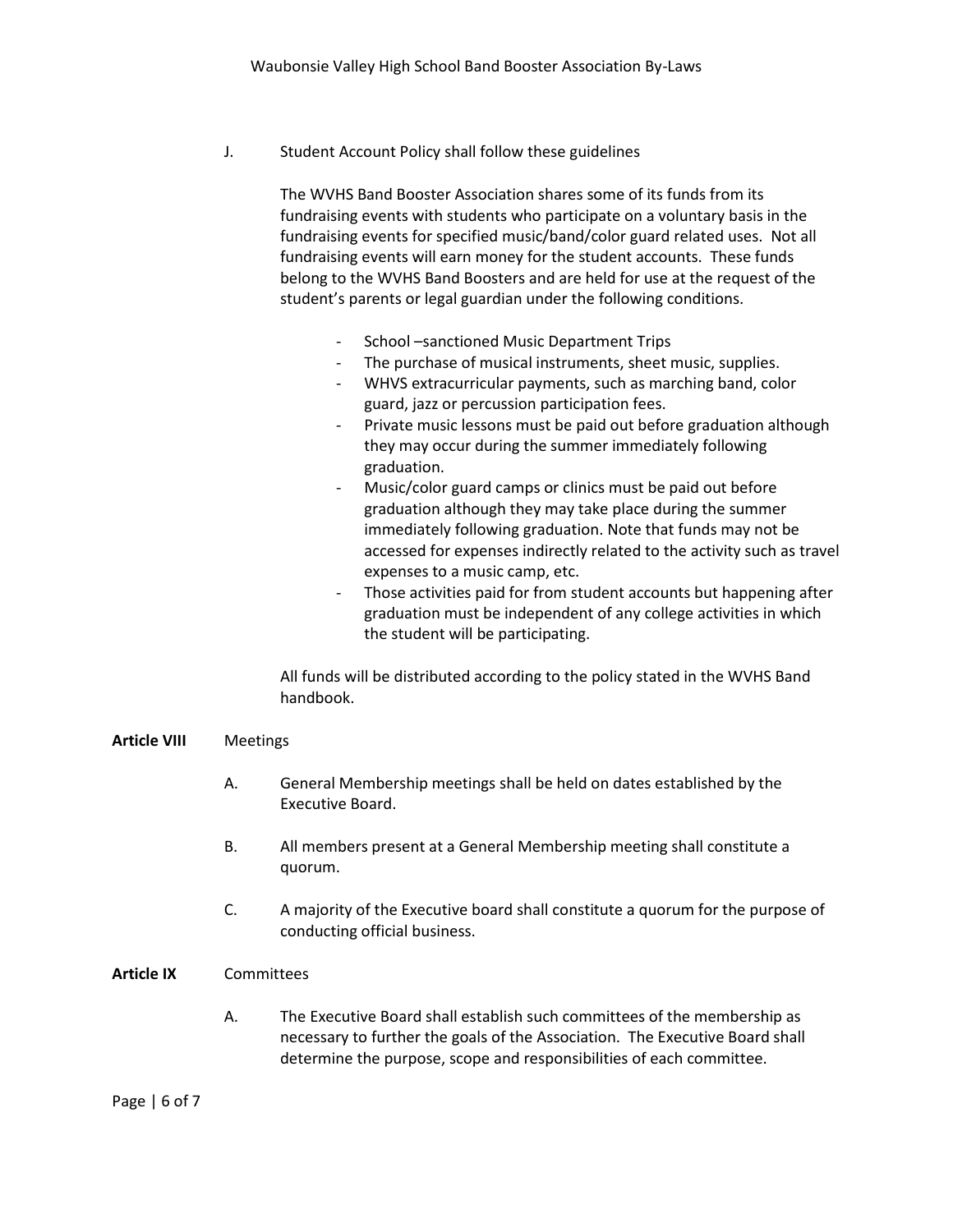J. Student Account Policy shall follow these guidelines

The WVHS Band Booster Association shares some of its funds from its fundraising events with students who participate on a voluntary basis in the fundraising events for specified music/band/color guard related uses. Not all fundraising events will earn money for the student accounts. These funds belong to the WVHS Band Boosters and are held for use at the request of the student's parents or legal guardian under the following conditions.

- School –sanctioned Music Department Trips
- The purchase of musical instruments, sheet music, supplies.
- WHVS extracurricular payments, such as marching band, color guard, jazz or percussion participation fees.
- Private music lessons must be paid out before graduation although they may occur during the summer immediately following graduation.
- Music/color guard camps or clinics must be paid out before graduation although they may take place during the summer immediately following graduation. Note that funds may not be accessed for expenses indirectly related to the activity such as travel expenses to a music camp, etc.
- Those activities paid for from student accounts but happening after graduation must be independent of any college activities in which the student will be participating.

All funds will be distributed according to the policy stated in the WVHS Band handbook.

**Article VIII** Meetings

A. General Membership meetings shall be held on dates established by the Executive Board.

B. All members present at a General Membership meeting shall constitute a quorum.

C. A majority of the Executive board shall constitute a quorum for the purpose of conducting official business.

**Article IX** Committees

A. The Executive Board shall establish such committees of the membership as necessary to further the goals of the Association. The Executive Board shall determine the purpose, scope and responsibilities of each committee.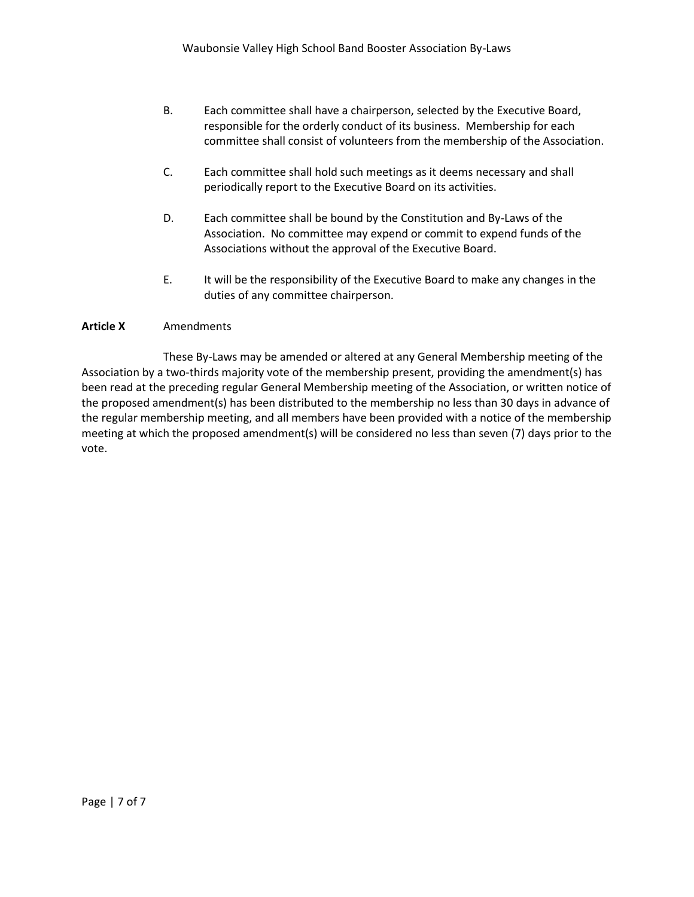B. Each committee shall have a chairperson, selected by the Executive Board, responsible for the orderly conduct of its business. Membership for each committee shall consist of volunteers from the membership of the Association.

C. Each committee shall hold such meetings as it deems necessary and shall periodically report to the Executive Board on its activities.

D. Each committee shall be bound by the Constitution and By-Laws of the Association. No committee may expend or commit to expend funds of the Associations without the approval of the Executive Board.

E. It will be the responsibility of the Executive Board to make any changes in the duties of any committee chairperson.

**Article X** Amendments

These By-Laws may be amended or altered at any General Membership meeting of the Association by a two-thirds majority vote of the membership present, providing the amendment(s) has been read at the preceding regular General Membership meeting of the Association, or written notice of the proposed amendment(s) has been distributed to the membership no less than 30 days in advance of the regular membership meeting, and all members have been provided with a notice of the membership meeting at which the proposed amendment(s) will be considered no less than seven (7) days prior to the vote.